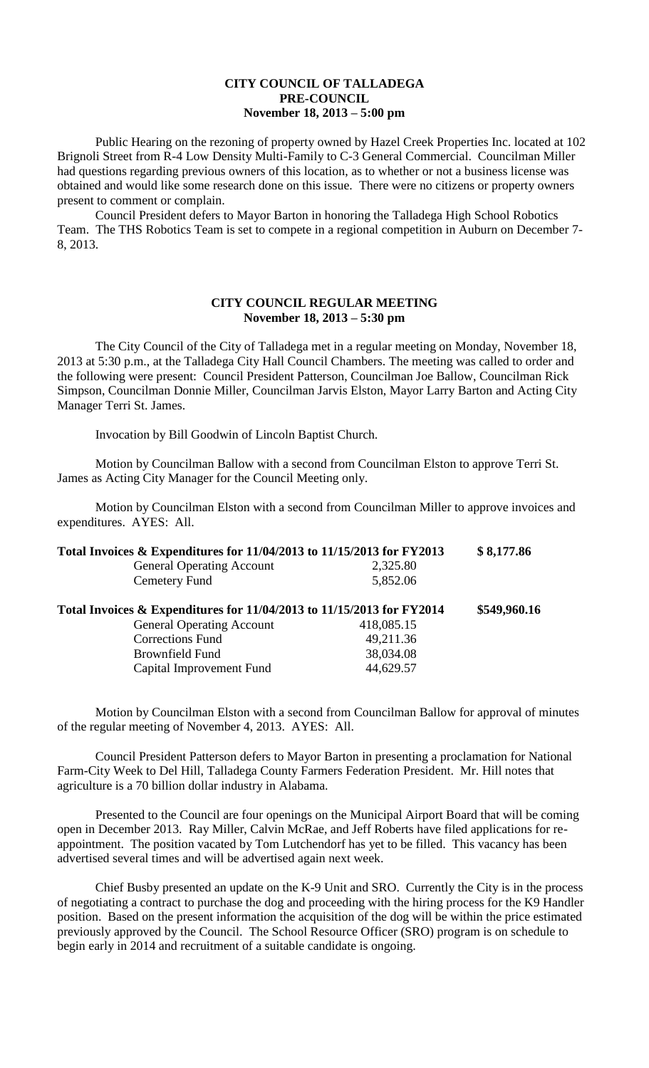# CITY COUNCIL OF TALLADEGA
## PRE-COUNCIL
### November 18, 2013 – 5:00 pm

Public Hearing on the rezoning of property owned by Hazel Creek Properties Inc. located at 102 Brignoli Street from R-4 Low Density Multi-Family to C-3 General Commercial. Councilman Miller had questions regarding previous owners of this location, as to whether or not a business license was obtained and would like some research done on this issue. There were no citizens or property owners present to comment or complain.

Council President defers to Mayor Barton in honoring the Talladega High School Robotics Team. The THS Robotics Team is set to compete in a regional competition in Auburn on December 7-8, 2013.

# CITY COUNCIL REGULAR MEETING
### November 18, 2013 – 5:30 pm

The City Council of the City of Talladega met in a regular meeting on Monday, November 18, 2013 at 5:30 p.m., at the Talladega City Hall Council Chambers. The meeting was called to order and the following were present: Council President Patterson, Councilman Joe Ballow, Councilman Rick Simpson, Councilman Donnie Miller, Councilman Jarvis Elston, Mayor Larry Barton and Acting City Manager Terri St. James.

Invocation by Bill Goodwin of Lincoln Baptist Church.

Motion by Councilman Ballow with a second from Councilman Elston to approve Terri St. James as Acting City Manager for the Council Meeting only.

Motion by Councilman Elston with a second from Councilman Miller to approve invoices and expenditures. AYES: All.

| | | |
|---|---|---|
| **Total Invoices & Expenditures for 11/04/2013 to 11/15/2013 for FY2013** | | **$ 8,177.86** |
| General Operating Account | 2,325.80 | |
| Cemetery Fund | 5,852.06 | |
| **Total Invoices & Expenditures for 11/04/2013 to 11/15/2013 for FY2014** | | **$549,960.16** |
| General Operating Account | 418,085.15 | |
| Corrections Fund | 49,211.36 | |
| Brownfield Fund | 38,034.08 | |
| Capital Improvement Fund | 44,629.57 | |

Motion by Councilman Elston with a second from Councilman Ballow for approval of minutes of the regular meeting of November 4, 2013. AYES: All.

Council President Patterson defers to Mayor Barton in presenting a proclamation for National Farm-City Week to Del Hill, Talladega County Farmers Federation President. Mr. Hill notes that agriculture is a 70 billion dollar industry in Alabama.

Presented to the Council are four openings on the Municipal Airport Board that will be coming open in December 2013. Ray Miller, Calvin McRae, and Jeff Roberts have filed applications for re-appointment. The position vacated by Tom Lutchendorf has yet to be filled. This vacancy has been advertised several times and will be advertised again next week.

Chief Busby presented an update on the K-9 Unit and SRO. Currently the City is in the process of negotiating a contract to purchase the dog and proceeding with the hiring process for the K9 Handler position. Based on the present information the acquisition of the dog will be within the price estimated previously approved by the Council. The School Resource Officer (SRO) program is on schedule to begin early in 2014 and recruitment of a suitable candidate is ongoing.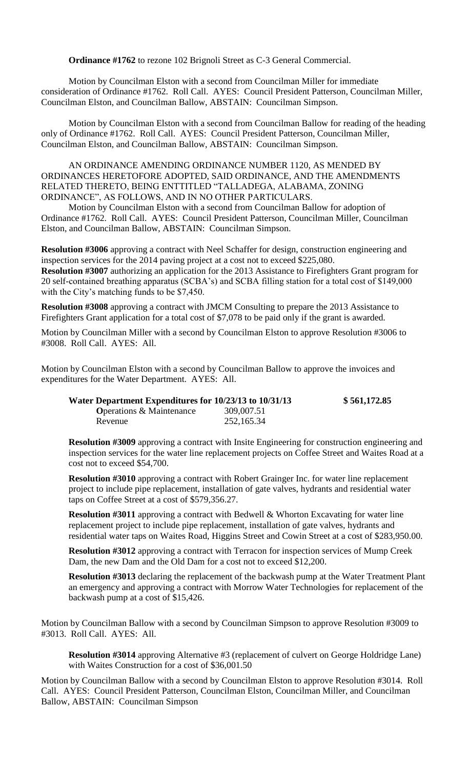**Ordinance #1762** to rezone 102 Brignoli Street as C-3 General Commercial.

Motion by Councilman Elston with a second from Councilman Miller for immediate consideration of Ordinance #1762. Roll Call. AYES: Council President Patterson, Councilman Miller, Councilman Elston, and Councilman Ballow, ABSTAIN: Councilman Simpson.

Motion by Councilman Elston with a second from Councilman Ballow for reading of the heading only of Ordinance #1762. Roll Call. AYES: Council President Patterson, Councilman Miller, Councilman Elston, and Councilman Ballow, ABSTAIN: Councilman Simpson.

AN ORDINANCE AMENDING ORDINANCE NUMBER 1120, AS MENDED BY ORDINANCES HERETOFORE ADOPTED, SAID ORDINANCE, AND THE AMENDMENTS RELATED THERETO, BEING ENTTITLED "TALLADEGA, ALABAMA, ZONING ORDINANCE", AS FOLLOWS, AND IN NO OTHER PARTICULARS.

Motion by Councilman Elston with a second from Councilman Ballow for adoption of Ordinance #1762. Roll Call. AYES: Council President Patterson, Councilman Miller, Councilman Elston, and Councilman Ballow, ABSTAIN: Councilman Simpson.

**Resolution #3006** approving a contract with Neel Schaffer for design, construction engineering and inspection services for the 2014 paving project at a cost not to exceed $225,080.

**Resolution #3007** authorizing an application for the 2013 Assistance to Firefighters Grant program for 20 self-contained breathing apparatus (SCBA's) and SCBA filling station for a total cost of $149,000 with the City's matching funds to be $7,450.

**Resolution #3008** approving a contract with JMCM Consulting to prepare the 2013 Assistance to Firefighters Grant application for a total cost of $7,078 to be paid only if the grant is awarded.

Motion by Councilman Miller with a second by Councilman Elston to approve Resolution #3006 to #3008. Roll Call. AYES: All.

Motion by Councilman Elston with a second by Councilman Ballow to approve the invoices and expenditures for the Water Department. AYES: All.

| **Water Department Expenditures for 10/23/13 to 10/31/13** | | **$ 561,172.85** |
|---|---|---|
| **O**perations & Maintenance | 309,007.51 | |
| Revenue | 252,165.34 | |

**Resolution #3009** approving a contract with Insite Engineering for construction engineering and inspection services for the water line replacement projects on Coffee Street and Waites Road at a cost not to exceed $54,700.

**Resolution #3010** approving a contract with Robert Grainger Inc. for water line replacement project to include pipe replacement, installation of gate valves, hydrants and residential water taps on Coffee Street at a cost of $579,356.27.

**Resolution #3011** approving a contract with Bedwell & Whorton Excavating for water line replacement project to include pipe replacement, installation of gate valves, hydrants and residential water taps on Waites Road, Higgins Street and Cowin Street at a cost of $283,950.00.

**Resolution #3012** approving a contract with Terracon for inspection services of Mump Creek Dam, the new Dam and the Old Dam for a cost not to exceed $12,200.

**Resolution #3013** declaring the replacement of the backwash pump at the Water Treatment Plant an emergency and approving a contract with Morrow Water Technologies for replacement of the backwash pump at a cost of $15,426.

Motion by Councilman Ballow with a second by Councilman Simpson to approve Resolution #3009 to #3013. Roll Call. AYES: All.

**Resolution #3014** approving Alternative #3 (replacement of culvert on George Holdridge Lane) with Waites Construction for a cost of $36,001.50

Motion by Councilman Ballow with a second by Councilman Elston to approve Resolution #3014. Roll Call. AYES: Council President Patterson, Councilman Elston, Councilman Miller, and Councilman Ballow, ABSTAIN: Councilman Simpson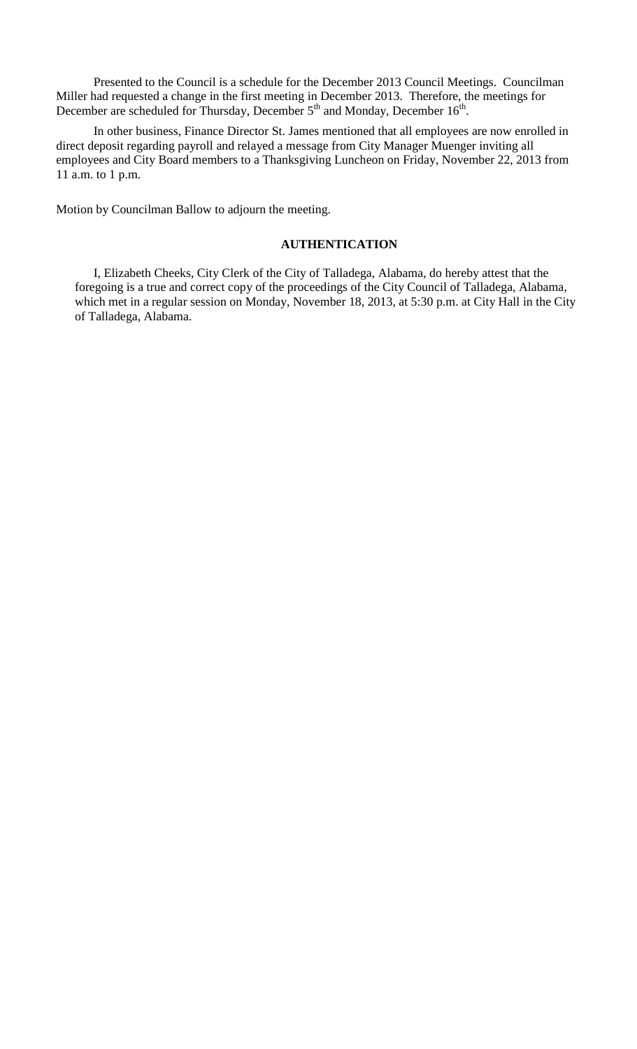Presented to the Council is a schedule for the December 2013 Council Meetings. Councilman Miller had requested a change in the first meeting in December 2013. Therefore, the meetings for December are scheduled for Thursday, December 5th and Monday, December 16th.

In other business, Finance Director St. James mentioned that all employees are now enrolled in direct deposit regarding payroll and relayed a message from City Manager Muenger inviting all employees and City Board members to a Thanksgiving Luncheon on Friday, November 22, 2013 from 11 a.m. to 1 p.m.

Motion by Councilman Ballow to adjourn the meeting.

**AUTHENTICATION**

I, Elizabeth Cheeks, City Clerk of the City of Talladega, Alabama, do hereby attest that the foregoing is a true and correct copy of the proceedings of the City Council of Talladega, Alabama, which met in a regular session on Monday, November 18, 2013, at 5:30 p.m. at City Hall in the City of Talladega, Alabama.